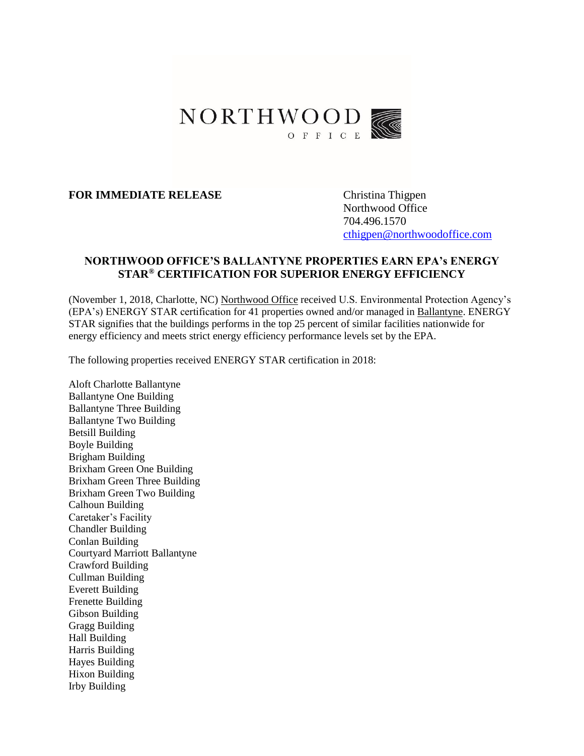NORTHWOOD
OFFICE

**FOR IMMEDIATE RELEASE**

Christina Thigpen
Northwood Office
704.496.1570
cthigpen@northwoodoffice.com

## NORTHWOOD OFFICE'S BALLANTYNE PROPERTIES EARN EPA's ENERGY STAR® CERTIFICATION FOR SUPERIOR ENERGY EFFICIENCY

(November 1, 2018, Charlotte, NC) Northwood Office received U.S. Environmental Protection Agency's (EPA's) ENERGY STAR certification for 41 properties owned and/or managed in Ballantyne. ENERGY STAR signifies that the buildings performs in the top 25 percent of similar facilities nationwide for energy efficiency and meets strict energy efficiency performance levels set by the EPA.

The following properties received ENERGY STAR certification in 2018:

Aloft Charlotte Ballantyne
Ballantyne One Building
Ballantyne Three Building
Ballantyne Two Building
Betsill Building
Boyle Building
Brigham Building
Brixham Green One Building
Brixham Green Three Building
Brixham Green Two Building
Calhoun Building
Caretaker's Facility
Chandler Building
Conlan Building
Courtyard Marriott Ballantyne
Crawford Building
Cullman Building
Everett Building
Frenette Building
Gibson Building
Gragg Building
Hall Building
Harris Building
Hayes Building
Hixon Building
Irby Building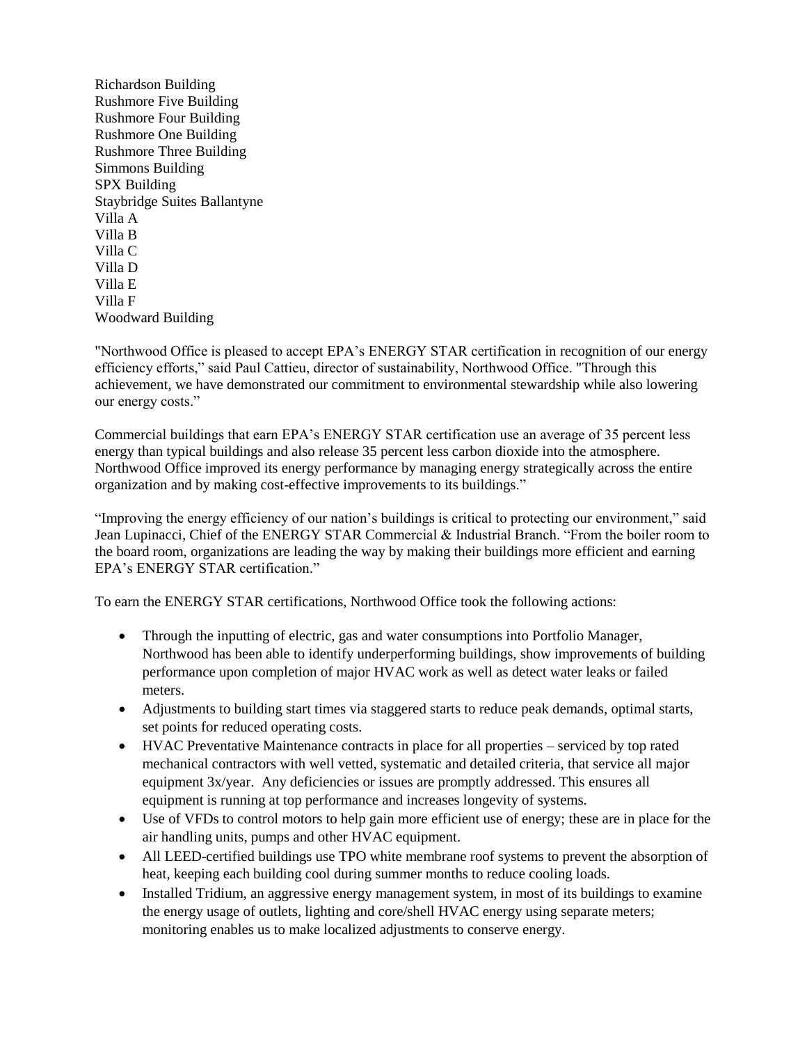Richardson Building
Rushmore Five Building
Rushmore Four Building
Rushmore One Building
Rushmore Three Building
Simmons Building
SPX Building
Staybridge Suites Ballantyne
Villa A
Villa B
Villa C
Villa D
Villa E
Villa F
Woodward Building

"Northwood Office is pleased to accept EPA's ENERGY STAR certification in recognition of our energy efficiency efforts," said Paul Cattieu, director of sustainability, Northwood Office. "Through this achievement, we have demonstrated our commitment to environmental stewardship while also lowering our energy costs."

Commercial buildings that earn EPA's ENERGY STAR certification use an average of 35 percent less energy than typical buildings and also release 35 percent less carbon dioxide into the atmosphere. Northwood Office improved its energy performance by managing energy strategically across the entire organization and by making cost-effective improvements to its buildings."

"Improving the energy efficiency of our nation's buildings is critical to protecting our environment," said Jean Lupinacci, Chief of the ENERGY STAR Commercial & Industrial Branch. "From the boiler room to the board room, organizations are leading the way by making their buildings more efficient and earning EPA's ENERGY STAR certification."

To earn the ENERGY STAR certifications, Northwood Office took the following actions:

- Through the inputting of electric, gas and water consumptions into Portfolio Manager, Northwood has been able to identify underperforming buildings, show improvements of building performance upon completion of major HVAC work as well as detect water leaks or failed meters.
- Adjustments to building start times via staggered starts to reduce peak demands, optimal starts, set points for reduced operating costs.
- HVAC Preventative Maintenance contracts in place for all properties – serviced by top rated mechanical contractors with well vetted, systematic and detailed criteria, that service all major equipment 3x/year. Any deficiencies or issues are promptly addressed. This ensures all equipment is running at top performance and increases longevity of systems.
- Use of VFDs to control motors to help gain more efficient use of energy; these are in place for the air handling units, pumps and other HVAC equipment.
- All LEED-certified buildings use TPO white membrane roof systems to prevent the absorption of heat, keeping each building cool during summer months to reduce cooling loads.
- Installed Tridium, an aggressive energy management system, in most of its buildings to examine the energy usage of outlets, lighting and core/shell HVAC energy using separate meters; monitoring enables us to make localized adjustments to conserve energy.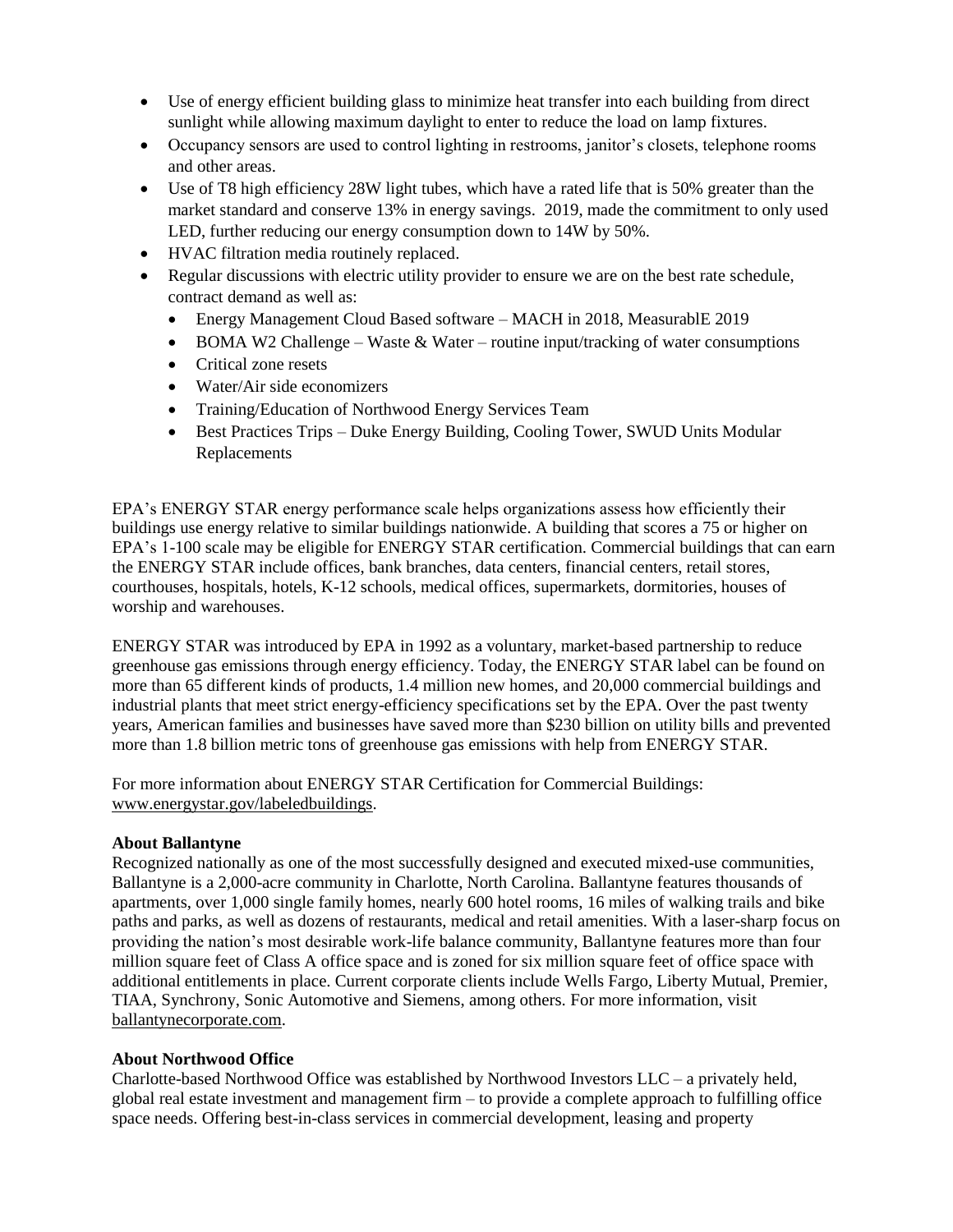- Use of energy efficient building glass to minimize heat transfer into each building from direct sunlight while allowing maximum daylight to enter to reduce the load on lamp fixtures.
- Occupancy sensors are used to control lighting in restrooms, janitor's closets, telephone rooms and other areas.
- Use of T8 high efficiency 28W light tubes, which have a rated life that is 50% greater than the market standard and conserve 13% in energy savings. 2019, made the commitment to only used LED, further reducing our energy consumption down to 14W by 50%.
- HVAC filtration media routinely replaced.
- Regular discussions with electric utility provider to ensure we are on the best rate schedule, contract demand as well as:
  - Energy Management Cloud Based software – MACH in 2018, MeasurablE 2019
  - BOMA W2 Challenge – Waste & Water – routine input/tracking of water consumptions
  - Critical zone resets
  - Water/Air side economizers
  - Training/Education of Northwood Energy Services Team
  - Best Practices Trips – Duke Energy Building, Cooling Tower, SWUD Units Modular Replacements

EPA's ENERGY STAR energy performance scale helps organizations assess how efficiently their buildings use energy relative to similar buildings nationwide. A building that scores a 75 or higher on EPA's 1-100 scale may be eligible for ENERGY STAR certification. Commercial buildings that can earn the ENERGY STAR include offices, bank branches, data centers, financial centers, retail stores, courthouses, hospitals, hotels, K-12 schools, medical offices, supermarkets, dormitories, houses of worship and warehouses.

ENERGY STAR was introduced by EPA in 1992 as a voluntary, market-based partnership to reduce greenhouse gas emissions through energy efficiency. Today, the ENERGY STAR label can be found on more than 65 different kinds of products, 1.4 million new homes, and 20,000 commercial buildings and industrial plants that meet strict energy-efficiency specifications set by the EPA. Over the past twenty years, American families and businesses have saved more than $230 billion on utility bills and prevented more than 1.8 billion metric tons of greenhouse gas emissions with help from ENERGY STAR.

For more information about ENERGY STAR Certification for Commercial Buildings: www.energystar.gov/labeledbuildings.

**About Ballantyne**

Recognized nationally as one of the most successfully designed and executed mixed-use communities, Ballantyne is a 2,000-acre community in Charlotte, North Carolina. Ballantyne features thousands of apartments, over 1,000 single family homes, nearly 600 hotel rooms, 16 miles of walking trails and bike paths and parks, as well as dozens of restaurants, medical and retail amenities. With a laser-sharp focus on providing the nation's most desirable work-life balance community, Ballantyne features more than four million square feet of Class A office space and is zoned for six million square feet of office space with additional entitlements in place. Current corporate clients include Wells Fargo, Liberty Mutual, Premier, TIAA, Synchrony, Sonic Automotive and Siemens, among others. For more information, visit ballantynecorporate.com.

**About Northwood Office**

Charlotte-based Northwood Office was established by Northwood Investors LLC – a privately held, global real estate investment and management firm – to provide a complete approach to fulfilling office space needs. Offering best-in-class services in commercial development, leasing and property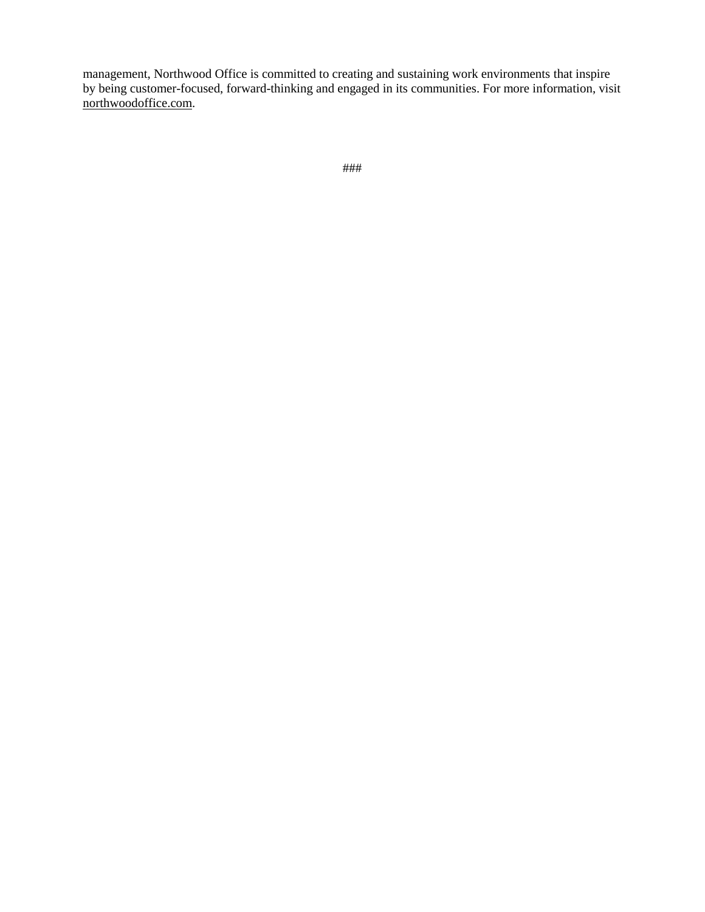management, Northwood Office is committed to creating and sustaining work environments that inspire by being customer-focused, forward-thinking and engaged in its communities. For more information, visit northwoodoffice.com.

###